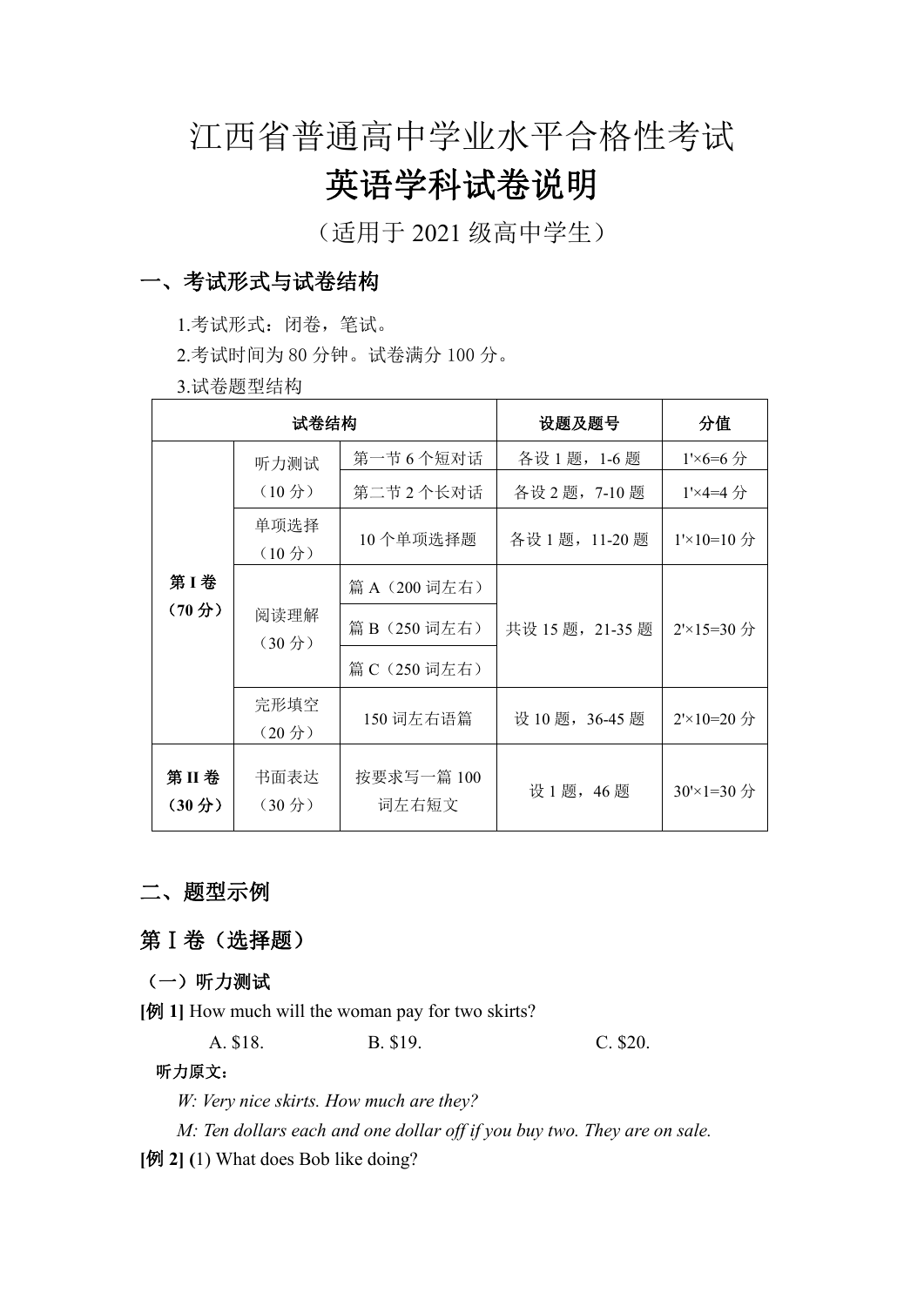# 江西省普通高中学业水平合格性考试

# 英语学科试卷说明

（适用于 2021 级高中学生）

## 一、考试形式与试卷结构

1.考试形式：闭卷，笔试。

2.考试时间为 80 分钟。试卷满分 100 分。

3.试卷题型结构

| 试卷结构 | | | 设题及题号 | 分值 |
|---|---|---|---|---|
| 第 I 卷（70 分） | 听力测试（10 分） | 第一节 6 个短对话 | 各设 1 题，1-6 题 | 1'×6=6 分 |
| | | 第二节 2 个长对话 | 各设 2 题，7-10 题 | 1'×4=4 分 |
| | 单项选择（10 分） | 10 个单项选择题 | 各设 1 题，11-20 题 | 1'×10=10 分 |
| | 阅读理解（30 分） | 篇 A（200 词左右） | 共设 15 题，21-35 题 | 2'×15=30 分 |
| | | 篇 B（250 词左右） | | |
| | | 篇 C（250 词左右） | | |
| | 完形填空（20 分） | 150 词左右语篇 | 设 10 题，36-45 题 | 2'×10=20 分 |
| 第 II 卷（30 分） | 书面表达（30 分） | 按要求写一篇 100 词左右短文 | 设 1 题，46 题 | 30'×1=30 分 |

## 二、题型示例

## 第Ⅰ卷（选择题）

### （一）听力测试

**[例 1]** How much will the woman pay for two skirts?

A. $18.　　　　B. $19.　　　　C. $20.

**听力原文：**

*W: Very nice skirts. How much are they?*

*M: Ten dollars each and one dollar off if you buy two. They are on sale.*

**[例 2] (**1) What does Bob like doing?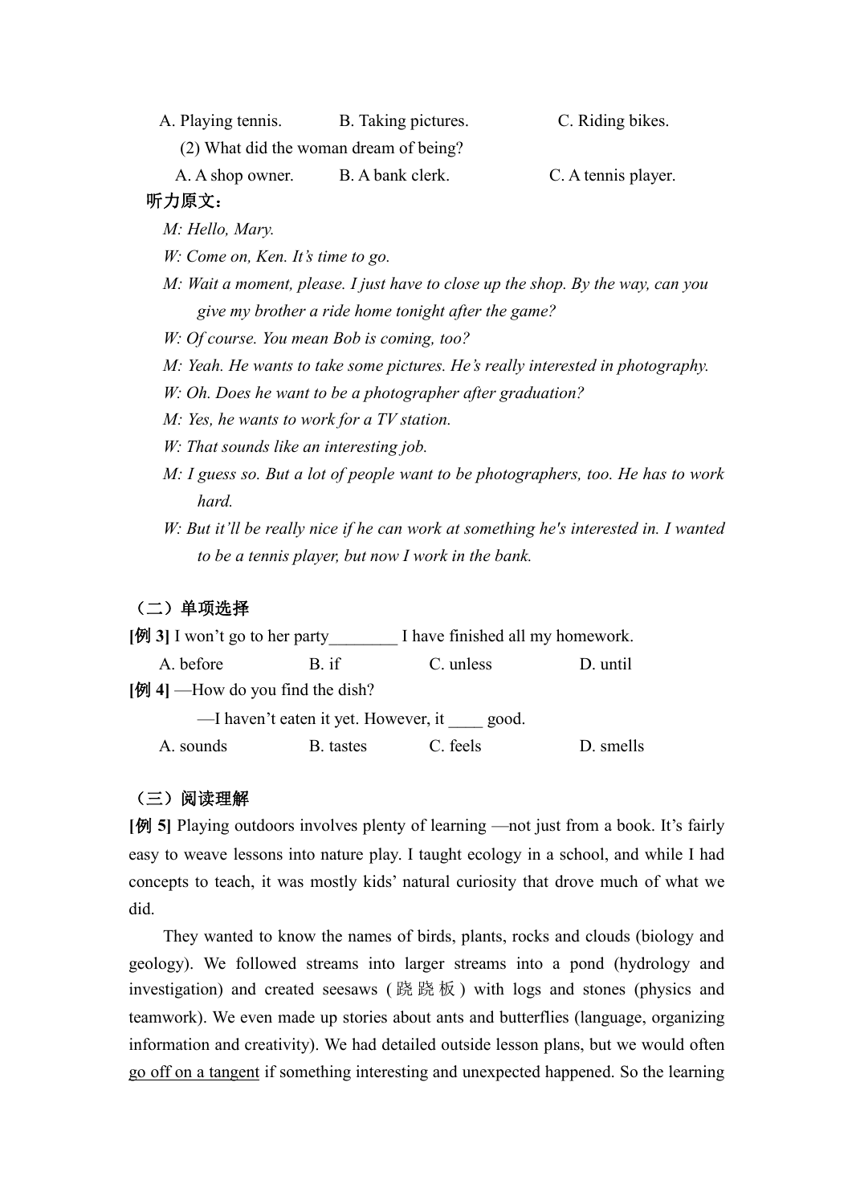A. Playing tennis.　　B. Taking pictures.　　C. Riding bikes.

(2) What did the woman dream of being?

A. A shop owner.　　B. A bank clerk.　　C. A tennis player.

**听力原文：**

*M: Hello, Mary.*

*W: Come on, Ken. It's time to go.*

*M: Wait a moment, please. I just have to close up the shop. By the way, can you give my brother a ride home tonight after the game?*

*W: Of course. You mean Bob is coming, too?*

*M: Yeah. He wants to take some pictures. He's really interested in photography.*

*W: Oh. Does he want to be a photographer after graduation?*

*M: Yes, he wants to work for a TV station.*

*W: That sounds like an interesting job.*

*M: I guess so. But a lot of people want to be photographers, too. He has to work hard.*

*W: But it'll be really nice if he can work at something he's interested in. I wanted to be a tennis player, but now I work in the bank.*

**（二）单项选择**

**[例 3]** I won't go to her party________ I have finished all my homework.

A. before　　B. if　　C. unless　　D. until

**[例 4]** —How do you find the dish?

—I haven't eaten it yet. However, it ____ good.

A. sounds　　B. tastes　　C. feels　　D. smells

**（三）阅读理解**

**[例 5]** Playing outdoors involves plenty of learning —not just from a book. It's fairly easy to weave lessons into nature play. I taught ecology in a school, and while I had concepts to teach, it was mostly kids' natural curiosity that drove much of what we did.

They wanted to know the names of birds, plants, rocks and clouds (biology and geology). We followed streams into larger streams into a pond (hydrology and investigation) and created seesaws (跷跷板) with logs and stones (physics and teamwork). We even made up stories about ants and butterflies (language, organizing information and creativity). We had detailed outside lesson plans, but we would often <u>go off on a tangent</u> if something interesting and unexpected happened. So the learning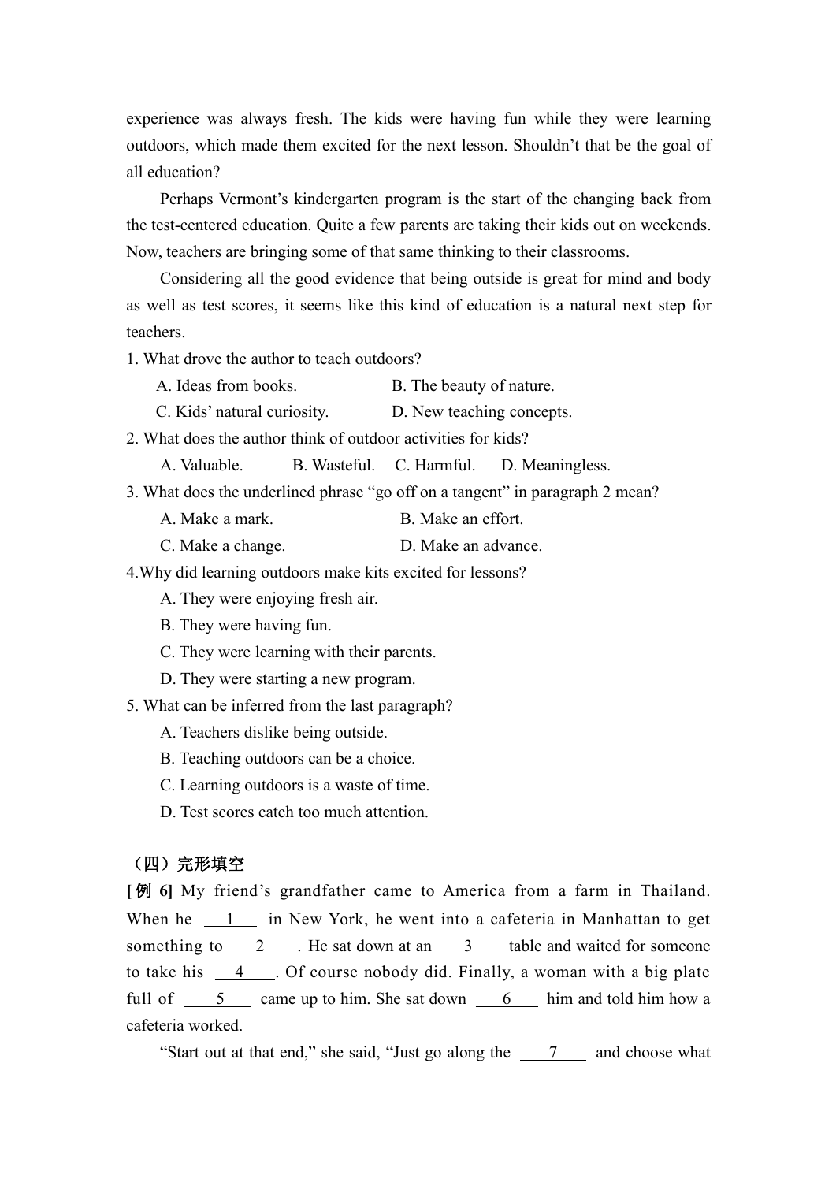experience was always fresh. The kids were having fun while they were learning outdoors, which made them excited for the next lesson. Shouldn't that be the goal of all education?

Perhaps Vermont's kindergarten program is the start of the changing back from the test-centered education. Quite a few parents are taking their kids out on weekends. Now, teachers are bringing some of that same thinking to their classrooms.

Considering all the good evidence that being outside is great for mind and body as well as test scores, it seems like this kind of education is a natural next step for teachers.

1. What drove the author to teach outdoors?

A. Ideas from books.　　　　B. The beauty of nature.

C. Kids' natural curiosity.　　　D. New teaching concepts.

2. What does the author think of outdoor activities for kids?

A. Valuable.　　B. Wasteful.　C. Harmful.　D. Meaningless.

3. What does the underlined phrase "go off on a tangent" in paragraph 2 mean?

A. Make a mark.　　　　　B. Make an effort.

C. Make a change.　　　　D. Make an advance.

4.Why did learning outdoors make kits excited for lessons?

A. They were enjoying fresh air.

B. They were having fun.

C. They were learning with their parents.

D. They were starting a new program.

5. What can be inferred from the last paragraph?

A. Teachers dislike being outside.

B. Teaching outdoors can be a choice.

C. Learning outdoors is a waste of time.

D. Test scores catch too much attention.

### （四）完形填空

**[例 6]** My friend's grandfather came to America from a farm in Thailand. When he ___1___ in New York, he went into a cafeteria in Manhattan to get something to___2___. He sat down at an ___3___ table and waited for someone to take his ___4___. Of course nobody did. Finally, a woman with a big plate full of ___5___ came up to him. She sat down ___6___ him and told him how a cafeteria worked.

"Start out at that end," she said, "Just go along the ___7___ and choose what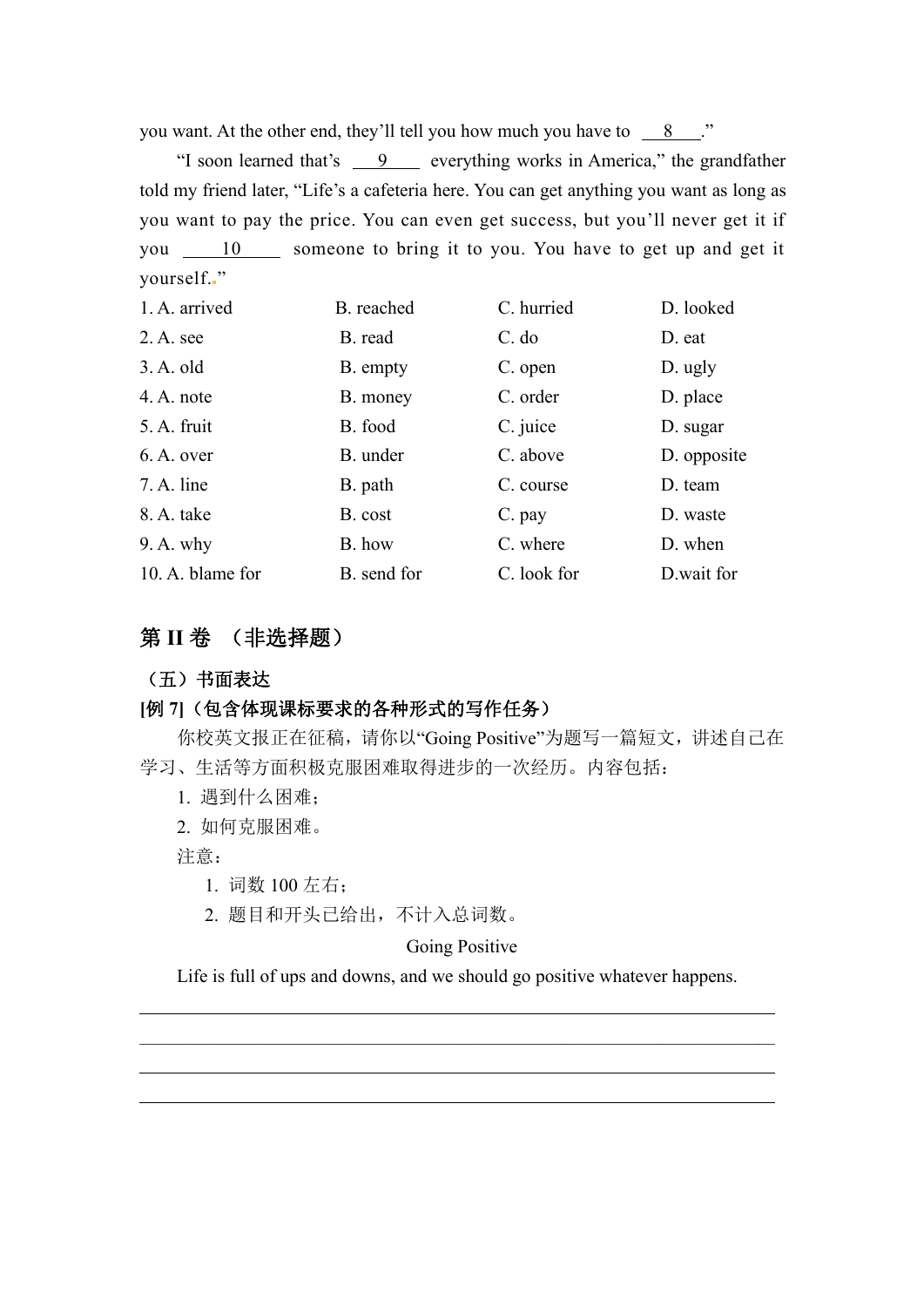you want. At the other end, they'll tell you how much you have to ___8___."

"I soon learned that's ___9___ everything works in America," the grandfather told my friend later, "Life's a cafeteria here. You can get anything you want as long as you want to pay the price. You can even get success, but you'll never get it if you ___10___ someone to bring it to you. You have to get up and get it yourself."

| | | | |
|---|---|---|---|
| 1. A. arrived | B. reached | C. hurried | D. looked |
| 2. A. see | B. read | C. do | D. eat |
| 3. A. old | B. empty | C. open | D. ugly |
| 4. A. note | B. money | C. order | D. place |
| 5. A. fruit | B. food | C. juice | D. sugar |
| 6. A. over | B. under | C. above | D. opposite |
| 7. A. line | B. path | C. course | D. team |
| 8. A. take | B. cost | C. pay | D. waste |
| 9. A. why | B. how | C. where | D. when |
| 10. A. blame for | B. send for | C. look for | D.wait for |

## 第 II 卷 （非选择题）

**（五）书面表达**

**[例 7]（包含体现课标要求的各种形式的写作任务）**

你校英文报正在征稿，请你以"Going Positive"为题写一篇短文，讲述自己在学习、生活等方面积极克服困难取得进步的一次经历。内容包括：

1. 遇到什么困难；
2. 如何克服困难。

注意：

1. 词数 100 左右；
2. 题目和开头已给出，不计入总词数。

Going Positive

Life is full of ups and downs, and we should go positive whatever happens.

_______________________________________________________________

_______________________________________________________________

_______________________________________________________________

_______________________________________________________________